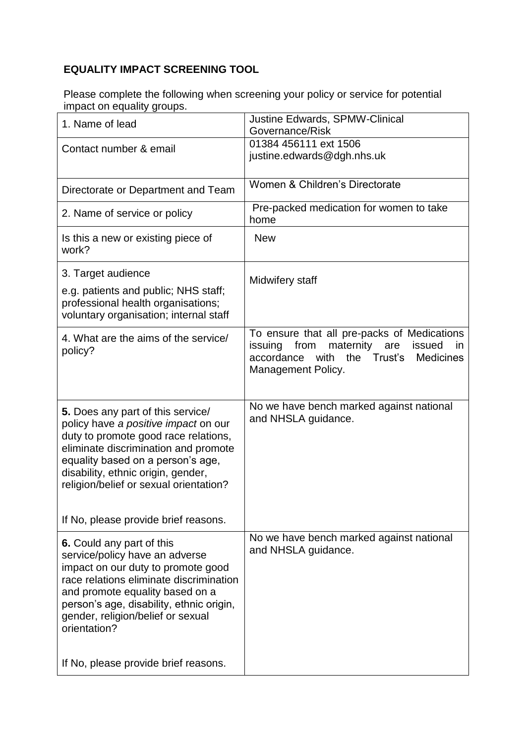## EQUALITY IMPACT SCREENING TOOL

Please complete the following when screening your policy or service for potential impact on equality groups.

| | |
|---|---|
| 1. Name of lead | Justine Edwards, SPMW-Clinical Governance/Risk |
| Contact number & email | 01384 456111 ext 1506<br>justine.edwards@dgh.nhs.uk |
| Directorate or Department and Team | Women & Children's Directorate |
| 2. Name of service or policy | Pre-packed medication for women to take home |
| Is this a new or existing piece of work? | New |
| 3. Target audience<br>e.g. patients and public; NHS staff; professional health organisations; voluntary organisation; internal staff | Midwifery staff |
| 4. What are the aims of the service/ policy? | To ensure that all pre-packs of Medications issuing from maternity are issued in accordance with the Trust's Medicines Management Policy. |
| **5.** Does any part of this service/ policy have *a positive impact* on our duty to promote good race relations, eliminate discrimination and promote equality based on a person's age, disability, ethnic origin, gender, religion/belief or sexual orientation?<br><br>If No, please provide brief reasons. | No we have bench marked against national and NHSLA guidance. |
| **6.** Could any part of this service/policy have an adverse impact on our duty to promote good race relations eliminate discrimination and promote equality based on a person's age, disability, ethnic origin, gender, religion/belief or sexual orientation?<br><br>If No, please provide brief reasons. | No we have bench marked against national and NHSLA guidance. |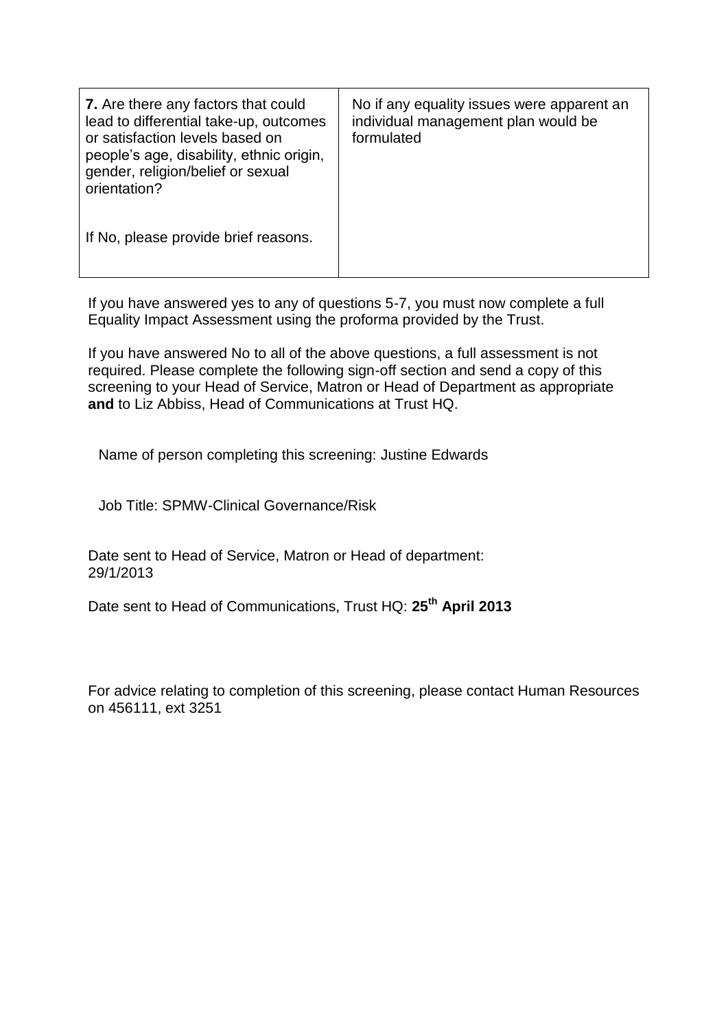| | |
|---|---|
| **7.** Are there any factors that could lead to differential take-up, outcomes or satisfaction levels based on people's age, disability, ethnic origin, gender, religion/belief or sexual orientation?<br><br>If No, please provide brief reasons. | No if any equality issues were apparent an individual management plan would be formulated |

If you have answered yes to any of questions 5-7, you must now complete a full Equality Impact Assessment using the proforma provided by the Trust.

If you have answered No to all of the above questions, a full assessment is not required. Please complete the following sign-off section and send a copy of this screening to your Head of Service, Matron or Head of Department as appropriate **and** to Liz Abbiss, Head of Communications at Trust HQ.

Name of person completing this screening: Justine Edwards

Job Title: SPMW-Clinical Governance/Risk

Date sent to Head of Service, Matron or Head of department: 29/1/2013

Date sent to Head of Communications, Trust HQ: **25th April 2013**

For advice relating to completion of this screening, please contact Human Resources on 456111, ext 3251